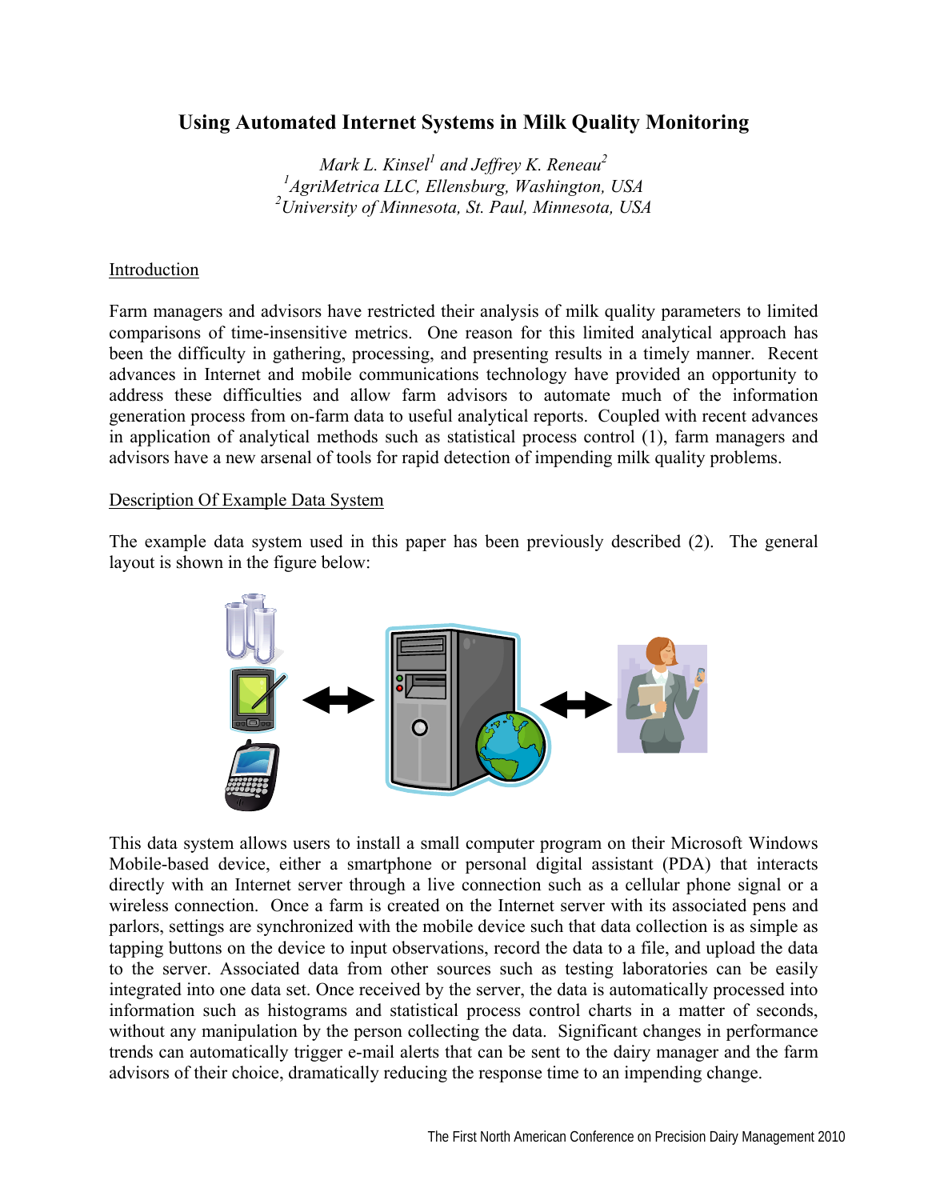# Using Automated Internet Systems in Milk Quality Monitoring

*Mark L. Kinsel*[1] *and Jeffrey K. Reneau*[2]
[1]*AgriMetrica LLC, Ellensburg, Washington, USA*
[2]*University of Minnesota, St. Paul, Minnesota, USA*

## Introduction

Farm managers and advisors have restricted their analysis of milk quality parameters to limited comparisons of time-insensitive metrics. One reason for this limited analytical approach has been the difficulty in gathering, processing, and presenting results in a timely manner. Recent advances in Internet and mobile communications technology have provided an opportunity to address these difficulties and allow farm advisors to automate much of the information generation process from on-farm data to useful analytical reports. Coupled with recent advances in application of analytical methods such as statistical process control (1), farm managers and advisors have a new arsenal of tools for rapid detection of impending milk quality problems.

## Description Of Example Data System

The example data system used in this paper has been previously described (2). The general layout is shown in the figure below:

This data system allows users to install a small computer program on their Microsoft Windows Mobile-based device, either a smartphone or personal digital assistant (PDA) that interacts directly with an Internet server through a live connection such as a cellular phone signal or a wireless connection. Once a farm is created on the Internet server with its associated pens and parlors, settings are synchronized with the mobile device such that data collection is as simple as tapping buttons on the device to input observations, record the data to a file, and upload the data to the server. Associated data from other sources such as testing laboratories can be easily integrated into one data set. Once received by the server, the data is automatically processed into information such as histograms and statistical process control charts in a matter of seconds, without any manipulation by the person collecting the data. Significant changes in performance trends can automatically trigger e-mail alerts that can be sent to the dairy manager and the farm advisors of their choice, dramatically reducing the response time to an impending change.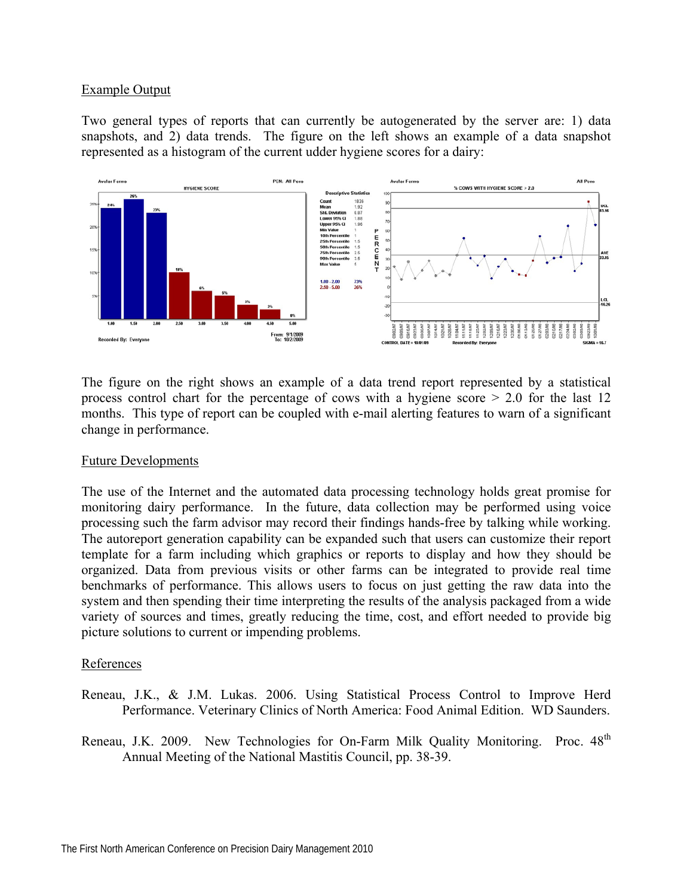## Example Output

Two general types of reports that can currently be autogenerated by the server are: 1) data snapshots, and 2) data trends. The figure on the left shows an example of a data snapshot represented as a histogram of the current udder hygiene scores for a dairy:

Avelar Farms
PEN: All Pens
HYGIENE SCORE
24% 26% 23% 10% 6% 5% 3% 2% 0%
1.00 1.50 2.00 2.50 3.00 3.50 4.00 4.50 5.00
Recorded By: Everyone
From: 9/1/2009
To: 10/2/2009

Descriptive Statistics
Count 1838
Mean 1.92
Std. Deviation 0.87
Lower 95% CI 1.88
Upper 95% CI 1.96
Min Value 1
10th Percentile 1
25th Percentile 1.5
50th Percentile 1.5
75th Percentile 2.5
90th Percentile 3.5
Max Value 5
1.00 - 2.00 73%
2.50 - 5.00 26%

Avelar Farms
All Pens
% COWS WITH HYGIENE SCORE > 2.0
PERCENT
UCL 83.96
AVE 33.85
LCL -16.26
CONTROL DATE = 10/01/09
Recorded By: Everyone
SIGMA = 16.7

The figure on the right shows an example of a data trend report represented by a statistical process control chart for the percentage of cows with a hygiene score > 2.0 for the last 12 months. This type of report can be coupled with e-mail alerting features to warn of a significant change in performance.

## Future Developments

The use of the Internet and the automated data processing technology holds great promise for monitoring dairy performance. In the future, data collection may be performed using voice processing such the farm advisor may record their findings hands-free by talking while working. The autoreport generation capability can be expanded such that users can customize their report template for a farm including which graphics or reports to display and how they should be organized. Data from previous visits or other farms can be integrated to provide real time benchmarks of performance. This allows users to focus on just getting the raw data into the system and then spending their time interpreting the results of the analysis packaged from a wide variety of sources and times, greatly reducing the time, cost, and effort needed to provide big picture solutions to current or impending problems.

## References

Reneau, J.K., & J.M. Lukas. 2006. Using Statistical Process Control to Improve Herd Performance. Veterinary Clinics of North America: Food Animal Edition. WD Saunders.

Reneau, J.K. 2009. New Technologies for On-Farm Milk Quality Monitoring. Proc. 48th Annual Meeting of the National Mastitis Council, pp. 38-39.